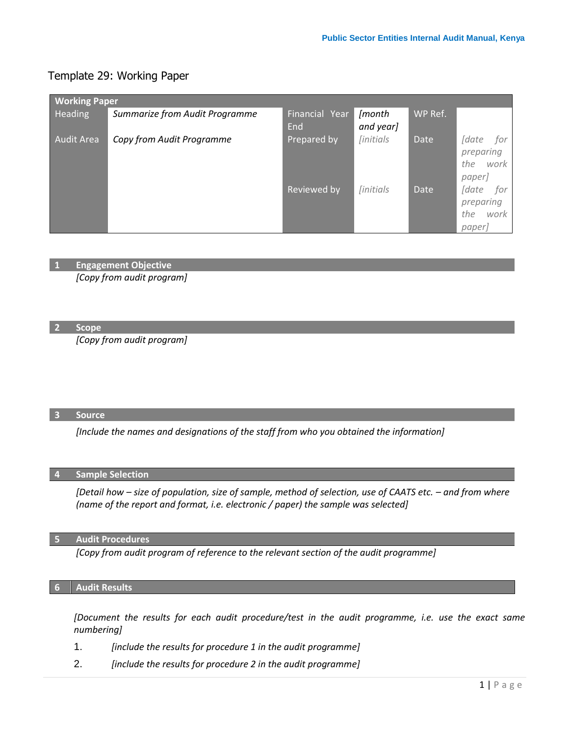# Template 29: Working Paper

| Working Paper | | | | | |
|---|---|---|---|---|---|
| Heading | *Summarize from Audit Programme* | Financial Year End | *[month and year]* | WP Ref. | |
| Audit Area | *Copy from Audit Programme* | Prepared by | *[initials* | Date | *[date for preparing the work paper]* |
| | | Reviewed by | *[initials* | Date | *[date for preparing the work paper]* |

## 1 Engagement Objective

*[Copy from audit program]*

## 2 Scope

*[Copy from audit program]*

## 3 Source

*[Include the names and designations of the staff from who you obtained the information]*

## 4 Sample Selection

*[Detail how – size of population, size of sample, method of selection, use of CAATS etc. – and from where (name of the report and format, i.e. electronic / paper) the sample was selected]*

## 5 Audit Procedures

*[Copy from audit program of reference to the relevant section of the audit programme]*

## 6 Audit Results

*[Document the results for each audit procedure/test in the audit programme, i.e. use the exact same numbering]*

1. *[include the results for procedure 1 in the audit programme]*
2. *[include the results for procedure 2 in the audit programme]*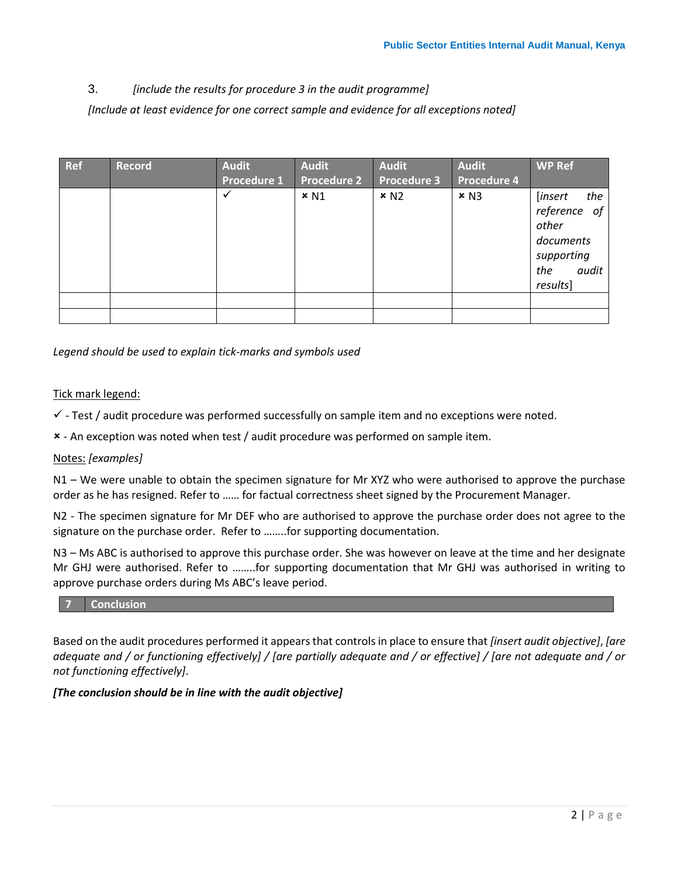3. *[include the results for procedure 3 in the audit programme]*

*[Include at least evidence for one correct sample and evidence for all exceptions noted]*

| Ref | Record | Audit Procedure 1 | Audit Procedure 2 | Audit Procedure 3 | Audit Procedure 4 | WP Ref |
|---|---|---|---|---|---|---|
| | | ✓ | ✗ N1 | ✗ N2 | ✗ N3 | *[insert the reference of other documents supporting the audit results]* |
| | | | | | | |
| | | | | | | |

*Legend should be used to explain tick-marks and symbols used*

Tick mark legend:

✓ - Test / audit procedure was performed successfully on sample item and no exceptions were noted.

✗ - An exception was noted when test / audit procedure was performed on sample item.

Notes: *[examples]*

N1 – We were unable to obtain the specimen signature for Mr XYZ who were authorised to approve the purchase order as he has resigned. Refer to …… for factual correctness sheet signed by the Procurement Manager.

N2 - The specimen signature for Mr DEF who are authorised to approve the purchase order does not agree to the signature on the purchase order. Refer to ……..for supporting documentation.

N3 – Ms ABC is authorised to approve this purchase order. She was however on leave at the time and her designate Mr GHJ were authorised. Refer to ……..for supporting documentation that Mr GHJ was authorised in writing to approve purchase orders during Ms ABC's leave period.

## 7 Conclusion

Based on the audit procedures performed it appears that controls in place to ensure that *[insert audit objective]*, *[are adequate and / or functioning effectively]* / *[are partially adequate and / or effective]* / *[are not adequate and / or not functioning effectively]*.

***[The conclusion should be in line with the audit objective]***